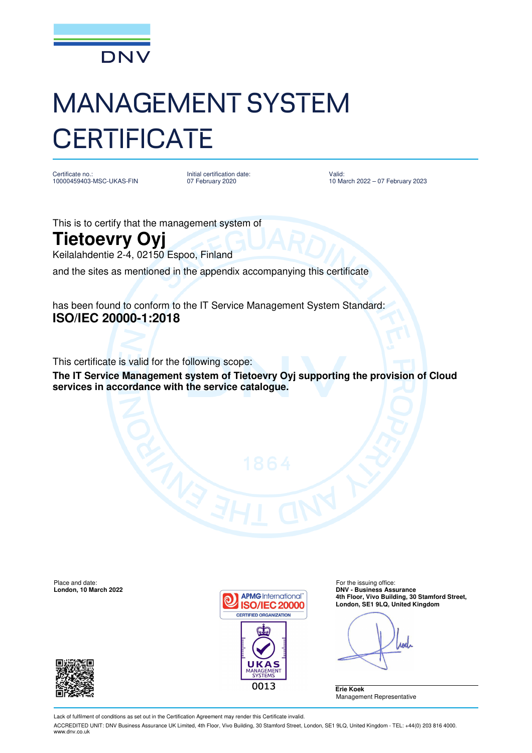DNV

# MANAGEMENT SYSTEM CERTIFICATE

Certificate no.:
10000459403-MSC-UKAS-FIN

Initial certification date:
07 February 2020

Valid:
10 March 2022 – 07 February 2023

This is to certify that the management system of

## Tietoevry Oyj

Keilalahdentie 2-4, 02150 Espoo, Finland

and the sites as mentioned in the appendix accompanying this certificate

has been found to conform to the IT Service Management System Standard:

**ISO/IEC 20000-1:2018**

This certificate is valid for the following scope:

**The IT Service Management system of Tietoevry Oyj supporting the provision of Cloud services in accordance with the service catalogue.**

Place and date:
**London, 10 March 2022**

APMG International ISO/IEC 20000 CERTIFIED ORGANIZATION

UKAS MANAGEMENT SYSTEMS 0013

For the issuing office:
**DNV - Business Assurance**
**4th Floor, Vivo Building, 30 Stamford Street, London, SE1 9LQ, United Kingdom**

**Erie Koek**
Management Representative

Lack of fulfilment of conditions as set out in the Certification Agreement may render this Certificate invalid.

ACCREDITED UNIT: DNV Business Assurance UK Limited, 4th Floor, Vivo Building, 30 Stamford Street, London, SE1 9LQ, United Kingdom - TEL: +44(0) 203 816 4000. www.dnv.co.uk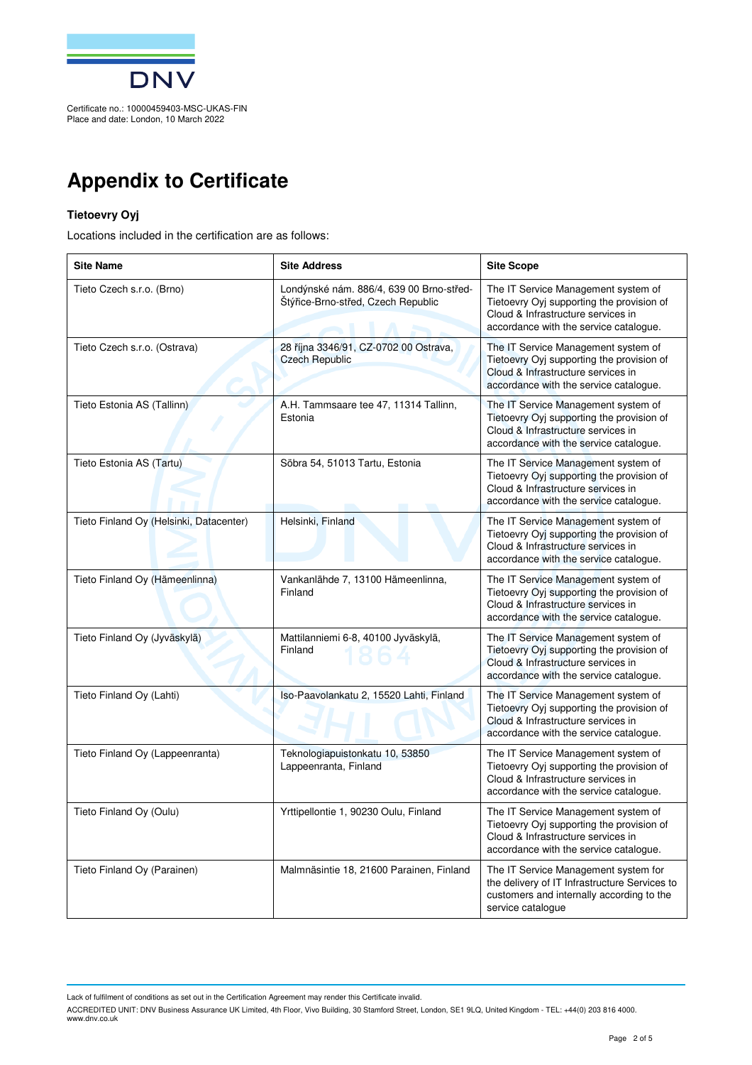Certificate no.: 10000459403-MSC-UKAS-FIN
Place and date: London, 10 March 2022

# Appendix to Certificate

**Tietoevry Oyj**

Locations included in the certification are as follows:

| Site Name | Site Address | Site Scope |
|---|---|---|
| Tieto Czech s.r.o. (Brno) | Londýnské nám. 886/4, 639 00 Brno-střed-Štýřice-Brno-střed, Czech Republic | The IT Service Management system of Tietoevry Oyj supporting the provision of Cloud & Infrastructure services in accordance with the service catalogue. |
| Tieto Czech s.r.o. (Ostrava) | 28 října 3346/91, CZ-0702 00 Ostrava, Czech Republic | The IT Service Management system of Tietoevry Oyj supporting the provision of Cloud & Infrastructure services in accordance with the service catalogue. |
| Tieto Estonia AS (Tallinn) | A.H. Tammsaare tee 47, 11314 Tallinn, Estonia | The IT Service Management system of Tietoevry Oyj supporting the provision of Cloud & Infrastructure services in accordance with the service catalogue. |
| Tieto Estonia AS (Tartu) | Sõbra 54, 51013 Tartu, Estonia | The IT Service Management system of Tietoevry Oyj supporting the provision of Cloud & Infrastructure services in accordance with the service catalogue. |
| Tieto Finland Oy (Helsinki, Datacenter) | Helsinki, Finland | The IT Service Management system of Tietoevry Oyj supporting the provision of Cloud & Infrastructure services in accordance with the service catalogue. |
| Tieto Finland Oy (Hämeenlinna) | Vankanlähde 7, 13100 Hämeenlinna, Finland | The IT Service Management system of Tietoevry Oyj supporting the provision of Cloud & Infrastructure services in accordance with the service catalogue. |
| Tieto Finland Oy (Jyväskylä) | Mattilanniemi 6-8, 40100 Jyväskylä, Finland | The IT Service Management system of Tietoevry Oyj supporting the provision of Cloud & Infrastructure services in accordance with the service catalogue. |
| Tieto Finland Oy (Lahti) | Iso-Paavolankatu 2, 15520 Lahti, Finland | The IT Service Management system of Tietoevry Oyj supporting the provision of Cloud & Infrastructure services in accordance with the service catalogue. |
| Tieto Finland Oy (Lappeenranta) | Teknologiapuistonkatu 10, 53850 Lappeenranta, Finland | The IT Service Management system of Tietoevry Oyj supporting the provision of Cloud & Infrastructure services in accordance with the service catalogue. |
| Tieto Finland Oy (Oulu) | Yrttipellontie 1, 90230 Oulu, Finland | The IT Service Management system of Tietoevry Oyj supporting the provision of Cloud & Infrastructure services in accordance with the service catalogue. |
| Tieto Finland Oy (Parainen) | Malmnäsintie 18, 21600 Parainen, Finland | The IT Service Management system for the delivery of IT Infrastructure Services to customers and internally according to the service catalogue |

Lack of fulfilment of conditions as set out in the Certification Agreement may render this Certificate invalid.

ACCREDITED UNIT: DNV Business Assurance UK Limited, 4th Floor, Vivo Building, 30 Stamford Street, London, SE1 9LQ, United Kingdom - TEL: +44(0) 203 816 4000. www.dnv.co.uk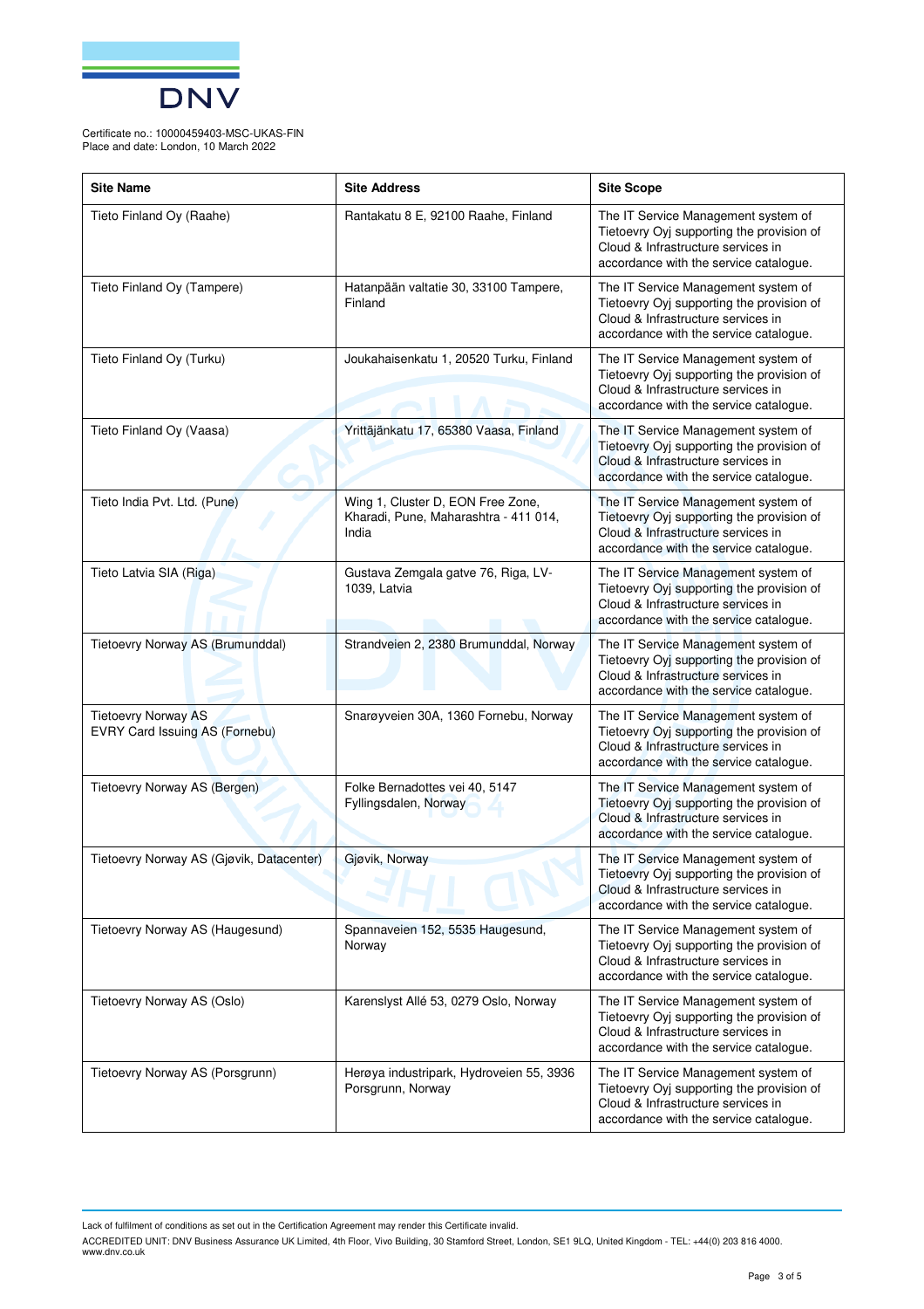Certificate no.: 10000459403-MSC-UKAS-FIN
Place and date: London, 10 March 2022

| Site Name | Site Address | Site Scope |
|---|---|---|
| Tieto Finland Oy (Raahe) | Rantakatu 8 E, 92100 Raahe, Finland | The IT Service Management system of Tietoevry Oyj supporting the provision of Cloud & Infrastructure services in accordance with the service catalogue. |
| Tieto Finland Oy (Tampere) | Hatanpään valtatie 30, 33100 Tampere, Finland | The IT Service Management system of Tietoevry Oyj supporting the provision of Cloud & Infrastructure services in accordance with the service catalogue. |
| Tieto Finland Oy (Turku) | Joukahaisenkatu 1, 20520 Turku, Finland | The IT Service Management system of Tietoevry Oyj supporting the provision of Cloud & Infrastructure services in accordance with the service catalogue. |
| Tieto Finland Oy (Vaasa) | Yrittäjänkatu 17, 65380 Vaasa, Finland | The IT Service Management system of Tietoevry Oyj supporting the provision of Cloud & Infrastructure services in accordance with the service catalogue. |
| Tieto India Pvt. Ltd. (Pune) | Wing 1, Cluster D, EON Free Zone, Kharadi, Pune, Maharashtra - 411 014, India | The IT Service Management system of Tietoevry Oyj supporting the provision of Cloud & Infrastructure services in accordance with the service catalogue. |
| Tieto Latvia SIA (Riga) | Gustava Zemgala gatve 76, Riga, LV-1039, Latvia | The IT Service Management system of Tietoevry Oyj supporting the provision of Cloud & Infrastructure services in accordance with the service catalogue. |
| Tietoevry Norway AS (Brumunddal) | Strandveien 2, 2380 Brumunddal, Norway | The IT Service Management system of Tietoevry Oyj supporting the provision of Cloud & Infrastructure services in accordance with the service catalogue. |
| Tietoevry Norway AS EVRY Card Issuing AS (Fornebu) | Snarøyveien 30A, 1360 Fornebu, Norway | The IT Service Management system of Tietoevry Oyj supporting the provision of Cloud & Infrastructure services in accordance with the service catalogue. |
| Tietoevry Norway AS (Bergen) | Folke Bernadottes vei 40, 5147 Fyllingsdalen, Norway | The IT Service Management system of Tietoevry Oyj supporting the provision of Cloud & Infrastructure services in accordance with the service catalogue. |
| Tietoevry Norway AS (Gjøvik, Datacenter) | Gjøvik, Norway | The IT Service Management system of Tietoevry Oyj supporting the provision of Cloud & Infrastructure services in accordance with the service catalogue. |
| Tietoevry Norway AS (Haugesund) | Spannaveien 152, 5535 Haugesund, Norway | The IT Service Management system of Tietoevry Oyj supporting the provision of Cloud & Infrastructure services in accordance with the service catalogue. |
| Tietoevry Norway AS (Oslo) | Karenslyst Allé 53, 0279 Oslo, Norway | The IT Service Management system of Tietoevry Oyj supporting the provision of Cloud & Infrastructure services in accordance with the service catalogue. |
| Tietoevry Norway AS (Porsgrunn) | Herøya industripark, Hydroveien 55, 3936 Porsgrunn, Norway | The IT Service Management system of Tietoevry Oyj supporting the provision of Cloud & Infrastructure services in accordance with the service catalogue. |

Lack of fulfilment of conditions as set out in the Certification Agreement may render this Certificate invalid.

ACCREDITED UNIT: DNV Business Assurance UK Limited, 4th Floor, Vivo Building, 30 Stamford Street, London, SE1 9LQ, United Kingdom - TEL: +44(0) 203 816 4000. www.dnv.co.uk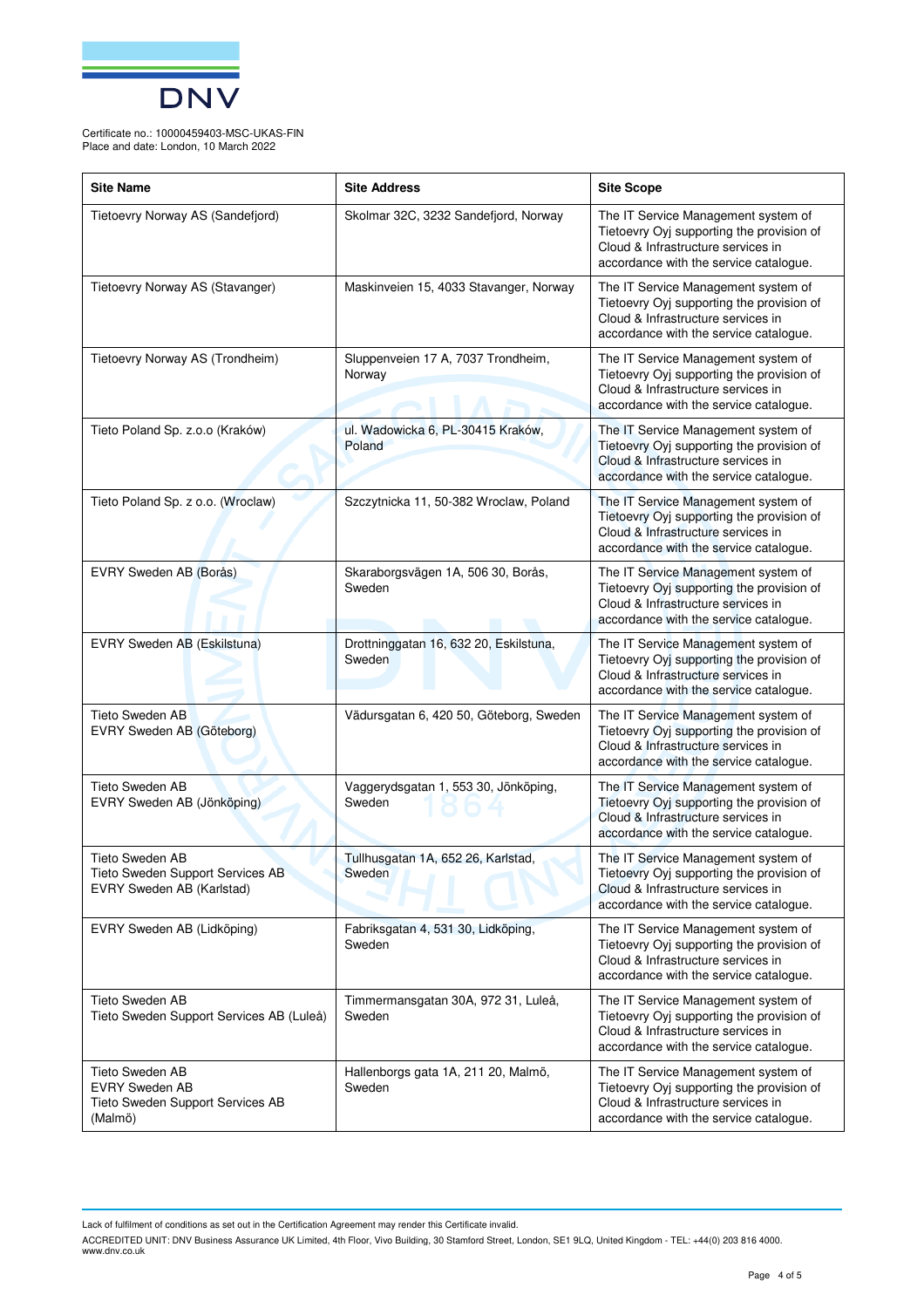Certificate no.: 10000459403-MSC-UKAS-FIN
Place and date: London, 10 March 2022

| Site Name | Site Address | Site Scope |
|---|---|---|
| Tietoevry Norway AS (Sandefjord) | Skolmar 32C, 3232 Sandefjord, Norway | The IT Service Management system of Tietoevry Oyj supporting the provision of Cloud & Infrastructure services in accordance with the service catalogue. |
| Tietoevry Norway AS (Stavanger) | Maskinveien 15, 4033 Stavanger, Norway | The IT Service Management system of Tietoevry Oyj supporting the provision of Cloud & Infrastructure services in accordance with the service catalogue. |
| Tietoevry Norway AS (Trondheim) | Sluppenveien 17 A, 7037 Trondheim, Norway | The IT Service Management system of Tietoevry Oyj supporting the provision of Cloud & Infrastructure services in accordance with the service catalogue. |
| Tieto Poland Sp. z.o.o (Kraków) | ul. Wadowicka 6, PL-30415 Kraków, Poland | The IT Service Management system of Tietoevry Oyj supporting the provision of Cloud & Infrastructure services in accordance with the service catalogue. |
| Tieto Poland Sp. z o.o. (Wroclaw) | Szczytnicka 11, 50-382 Wroclaw, Poland | The IT Service Management system of Tietoevry Oyj supporting the provision of Cloud & Infrastructure services in accordance with the service catalogue. |
| EVRY Sweden AB (Borås) | Skaraborgsvägen 1A, 506 30, Borås, Sweden | The IT Service Management system of Tietoevry Oyj supporting the provision of Cloud & Infrastructure services in accordance with the service catalogue. |
| EVRY Sweden AB (Eskilstuna) | Drottninggatan 16, 632 20, Eskilstuna, Sweden | The IT Service Management system of Tietoevry Oyj supporting the provision of Cloud & Infrastructure services in accordance with the service catalogue. |
| Tieto Sweden AB<br>EVRY Sweden AB (Göteborg) | Vädursgatan 6, 420 50, Göteborg, Sweden | The IT Service Management system of Tietoevry Oyj supporting the provision of Cloud & Infrastructure services in accordance with the service catalogue. |
| Tieto Sweden AB<br>EVRY Sweden AB (Jönköping) | Vaggerydsgatan 1, 553 30, Jönköping, Sweden | The IT Service Management system of Tietoevry Oyj supporting the provision of Cloud & Infrastructure services in accordance with the service catalogue. |
| Tieto Sweden AB<br>Tieto Sweden Support Services AB<br>EVRY Sweden AB (Karlstad) | Tullhusgatan 1A, 652 26, Karlstad, Sweden | The IT Service Management system of Tietoevry Oyj supporting the provision of Cloud & Infrastructure services in accordance with the service catalogue. |
| EVRY Sweden AB (Lidköping) | Fabriksgatan 4, 531 30, Lidköping, Sweden | The IT Service Management system of Tietoevry Oyj supporting the provision of Cloud & Infrastructure services in accordance with the service catalogue. |
| Tieto Sweden AB<br>Tieto Sweden Support Services AB (Luleå) | Timmermansgatan 30A, 972 31, Luleå, Sweden | The IT Service Management system of Tietoevry Oyj supporting the provision of Cloud & Infrastructure services in accordance with the service catalogue. |
| Tieto Sweden AB<br>EVRY Sweden AB<br>Tieto Sweden Support Services AB (Malmö) | Hallenborgs gata 1A, 211 20, Malmö, Sweden | The IT Service Management system of Tietoevry Oyj supporting the provision of Cloud & Infrastructure services in accordance with the service catalogue. |

Lack of fulfilment of conditions as set out in the Certification Agreement may render this Certificate invalid.

ACCREDITED UNIT: DNV Business Assurance UK Limited, 4th Floor, Vivo Building, 30 Stamford Street, London, SE1 9LQ, United Kingdom - TEL: +44(0) 203 816 4000. www.dnv.co.uk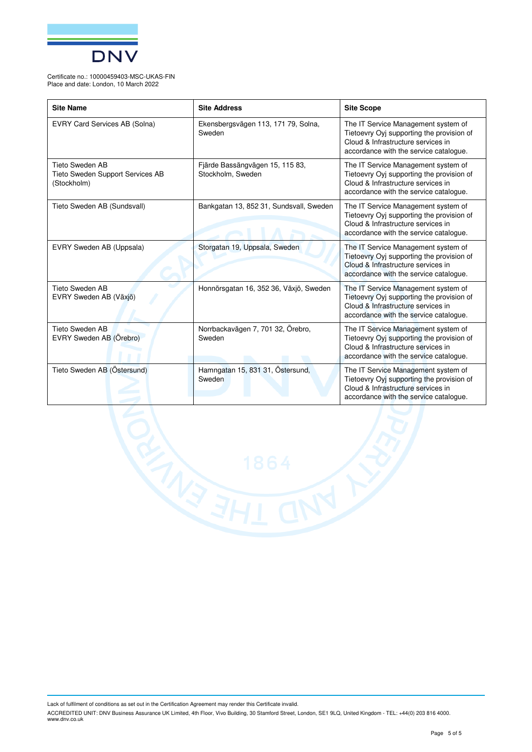Certificate no.: 10000459403-MSC-UKAS-FIN
Place and date: London, 10 March 2022

| Site Name | Site Address | Site Scope |
|---|---|---|
| EVRY Card Services AB (Solna) | Ekensbergsvägen 113, 171 79, Solna, Sweden | The IT Service Management system of Tietoevry Oyj supporting the provision of Cloud & Infrastructure services in accordance with the service catalogue. |
| Tieto Sweden AB<br>Tieto Sweden Support Services AB (Stockholm) | Fjärde Bassängvägen 15, 115 83, Stockholm, Sweden | The IT Service Management system of Tietoevry Oyj supporting the provision of Cloud & Infrastructure services in accordance with the service catalogue. |
| Tieto Sweden AB (Sundsvall) | Bankgatan 13, 852 31, Sundsvall, Sweden | The IT Service Management system of Tietoevry Oyj supporting the provision of Cloud & Infrastructure services in accordance with the service catalogue. |
| EVRY Sweden AB (Uppsala) | Storgatan 19, Uppsala, Sweden | The IT Service Management system of Tietoevry Oyj supporting the provision of Cloud & Infrastructure services in accordance with the service catalogue. |
| Tieto Sweden AB<br>EVRY Sweden AB (Växjö) | Honnörsgatan 16, 352 36, Växjö, Sweden | The IT Service Management system of Tietoevry Oyj supporting the provision of Cloud & Infrastructure services in accordance with the service catalogue. |
| Tieto Sweden AB<br>EVRY Sweden AB (Örebro) | Norrbackavägen 7, 701 32, Örebro, Sweden | The IT Service Management system of Tietoevry Oyj supporting the provision of Cloud & Infrastructure services in accordance with the service catalogue. |
| Tieto Sweden AB (Östersund) | Hamngatan 15, 831 31, Östersund, Sweden | The IT Service Management system of Tietoevry Oyj supporting the provision of Cloud & Infrastructure services in accordance with the service catalogue. |

Lack of fulfilment of conditions as set out in the Certification Agreement may render this Certificate invalid.

ACCREDITED UNIT: DNV Business Assurance UK Limited, 4th Floor, Vivo Building, 30 Stamford Street, London, SE1 9LQ, United Kingdom - TEL: +44(0) 203 816 4000. www.dnv.co.uk